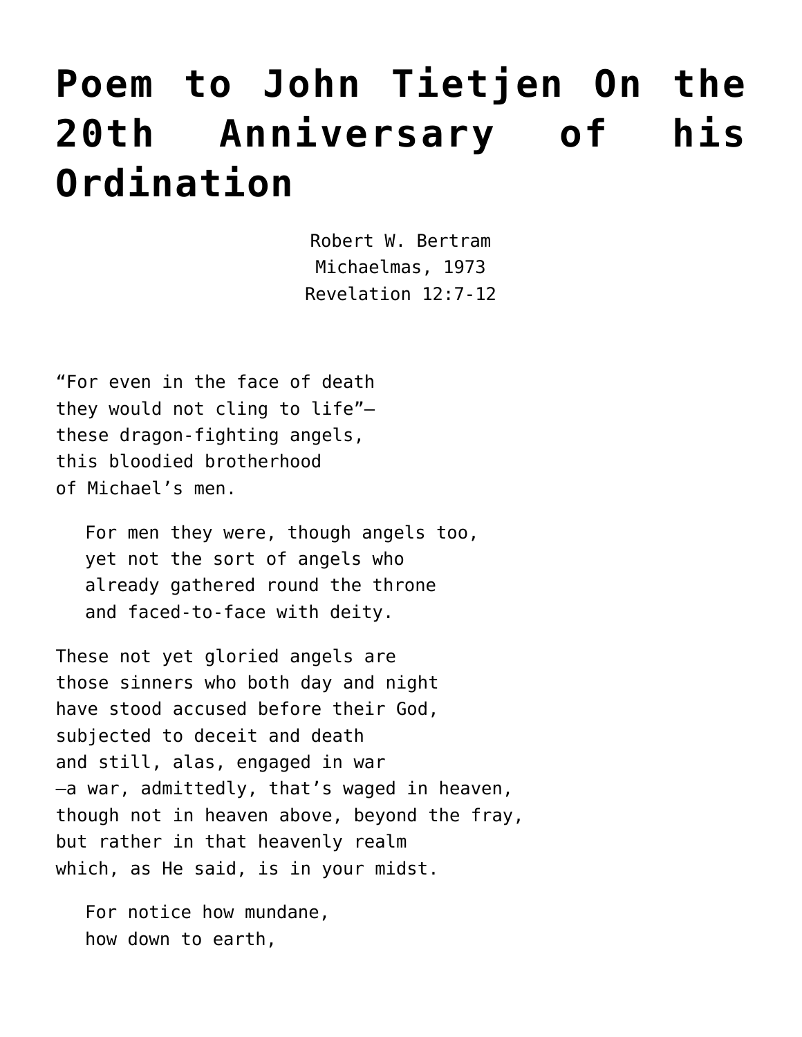# Poem to John Tietjen On the 20th Anniversary of his Ordination

Robert W. Bertram
Michaelmas, 1973
Revelation 12:7-12

"For even in the face of death
they would not cling to life"—
these dragon-fighting angels,
this bloodied brotherhood
of Michael's men.

  For men they were, though angels too,
  yet not the sort of angels who
  already gathered round the throne
  and faced-to-face with deity.

These not yet gloried angels are
those sinners who both day and night
have stood accused before their God,
subjected to deceit and death
and still, alas, engaged in war
—a war, admittedly, that's waged in heaven,
though not in heaven above, beyond the fray,
but rather in that heavenly realm
which, as He said, is in your midst.

  For notice how mundane,
  how down to earth,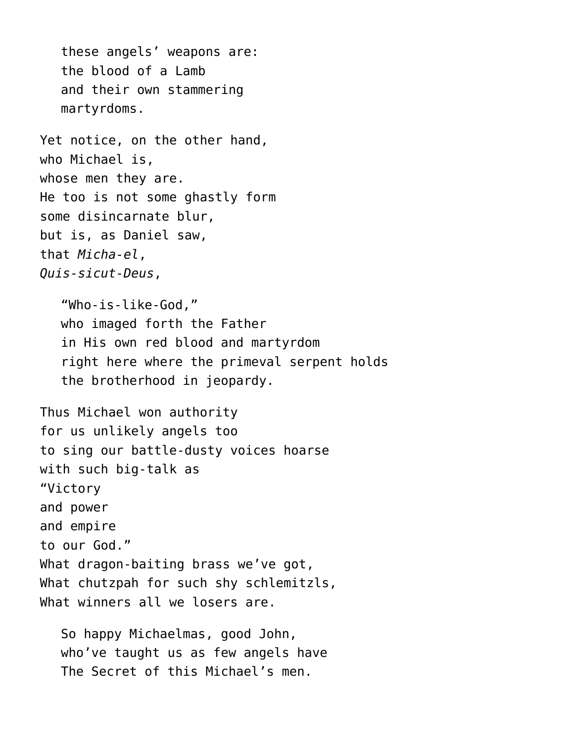these angels' weapons are:
the blood of a Lamb
and their own stammering
martyrdoms.

Yet notice, on the other hand,
who Michael is,
whose men they are.
He too is not some ghastly form
some disincarnate blur,
but is, as Daniel saw,
that *Micha-el*,
*Quis-sicut-Deus*,

"Who-is-like-God,"
who imaged forth the Father
in His own red blood and martyrdom
right here where the primeval serpent holds
the brotherhood in jeopardy.

Thus Michael won authority
for us unlikely angels too
to sing our battle-dusty voices hoarse
with such big-talk as
"Victory
and power
and empire
to our God."
What dragon-baiting brass we've got,
What chutzpah for such shy schlemitzls,
What winners all we losers are.

So happy Michaelmas, good John,
who've taught us as few angels have
The Secret of this Michael's men.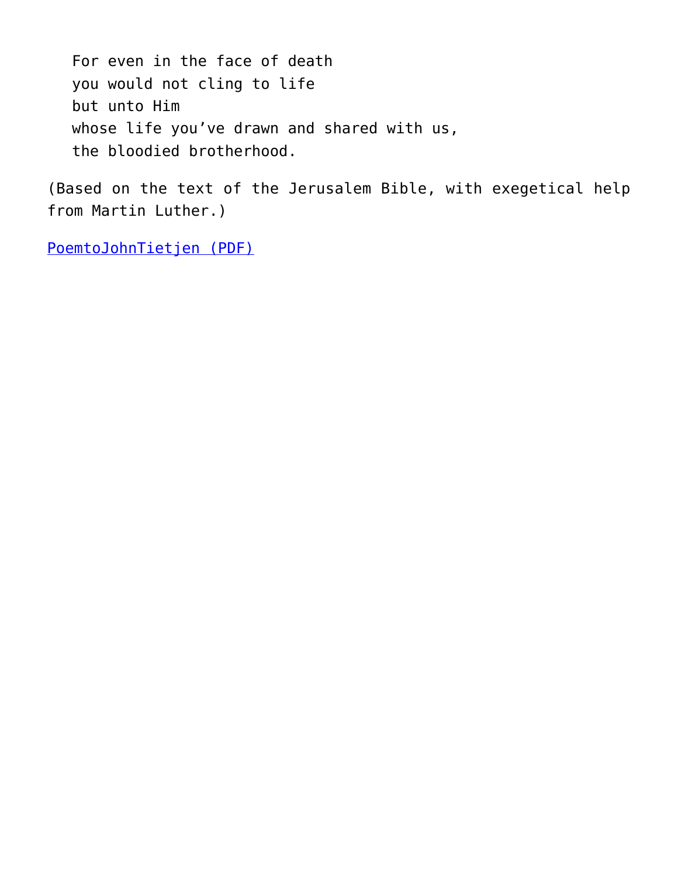For even in the face of death  
you would not cling to life  
but unto Him  
whose life you've drawn and shared with us,  
the bloodied brotherhood.

(Based on the text of the Jerusalem Bible, with exegetical help from Martin Luther.)

PoemtoJohnTietjen (PDF)